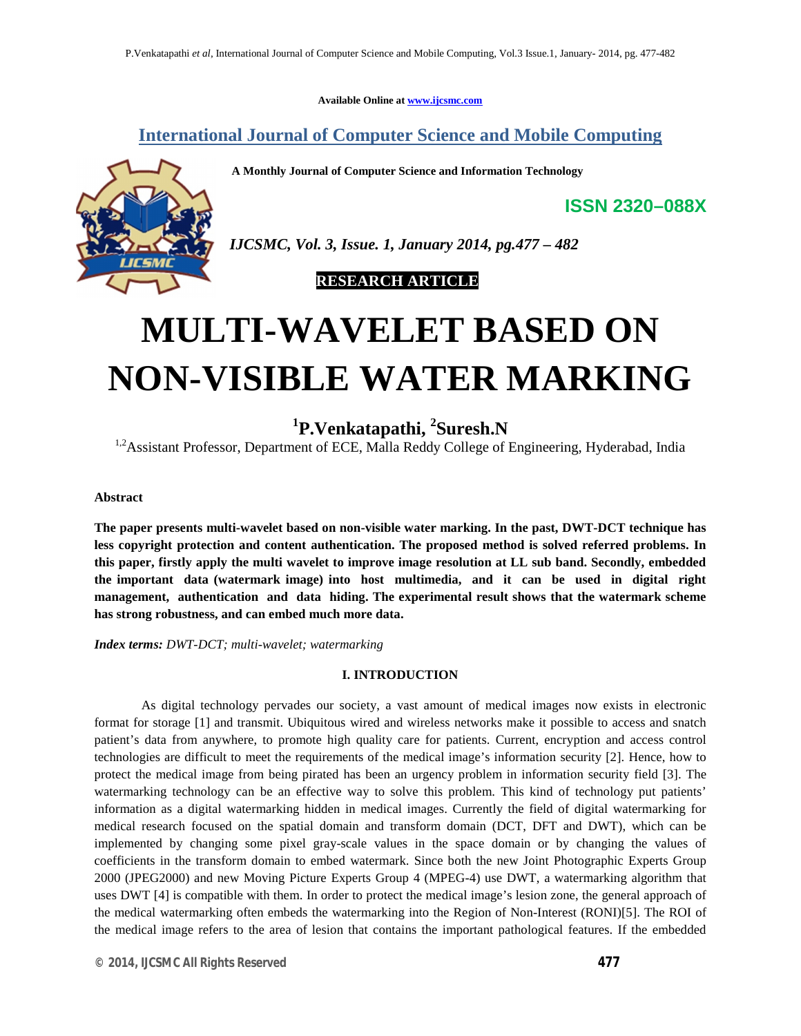Available Online at www.ijcsmc.com

## International Journal of Computer Science and Mobile Computing

**A Monthly Journal of Computer Science and Information Technology**

**ISSN 2320–088X**

*IJCSMC, Vol. 3, Issue. 1, January 2014, pg.477 – 482*

**RESEARCH ARTICLE**

# MULTI-WAVELET BASED ON NON-VISIBLE WATER MARKING

**[1]P.Venkatapathi, [2]Suresh.N**

[1,2]Assistant Professor, Department of ECE, Malla Reddy College of Engineering, Hyderabad, India

**Abstract**

**The paper presents multi-wavelet based on non-visible water marking. In the past, DWT-DCT technique has less copyright protection and content authentication. The proposed method is solved referred problems. In this paper, firstly apply the multi wavelet to improve image resolution at LL sub band. Secondly, embedded the important data (watermark image) into host multimedia, and it can be used in digital right management, authentication and data hiding. The experimental result shows that the watermark scheme has strong robustness, and can embed much more data.**

***Index terms:*** *DWT-DCT; multi-wavelet; watermarking*

## I. INTRODUCTION

As digital technology pervades our society, a vast amount of medical images now exists in electronic format for storage [1] and transmit. Ubiquitous wired and wireless networks make it possible to access and snatch patient's data from anywhere, to promote high quality care for patients. Current, encryption and access control technologies are difficult to meet the requirements of the medical image's information security [2]. Hence, how to protect the medical image from being pirated has been an urgency problem in information security field [3]. The watermarking technology can be an effective way to solve this problem. This kind of technology put patients' information as a digital watermarking hidden in medical images. Currently the field of digital watermarking for medical research focused on the spatial domain and transform domain (DCT, DFT and DWT), which can be implemented by changing some pixel gray-scale values in the space domain or by changing the values of coefficients in the transform domain to embed watermark. Since both the new Joint Photographic Experts Group 2000 (JPEG2000) and new Moving Picture Experts Group 4 (MPEG-4) use DWT, a watermarking algorithm that uses DWT [4] is compatible with them. In order to protect the medical image's lesion zone, the general approach of the medical watermarking often embeds the watermarking into the Region of Non-Interest (RONI)[5]. The ROI of the medical image refers to the area of lesion that contains the important pathological features. If the embedded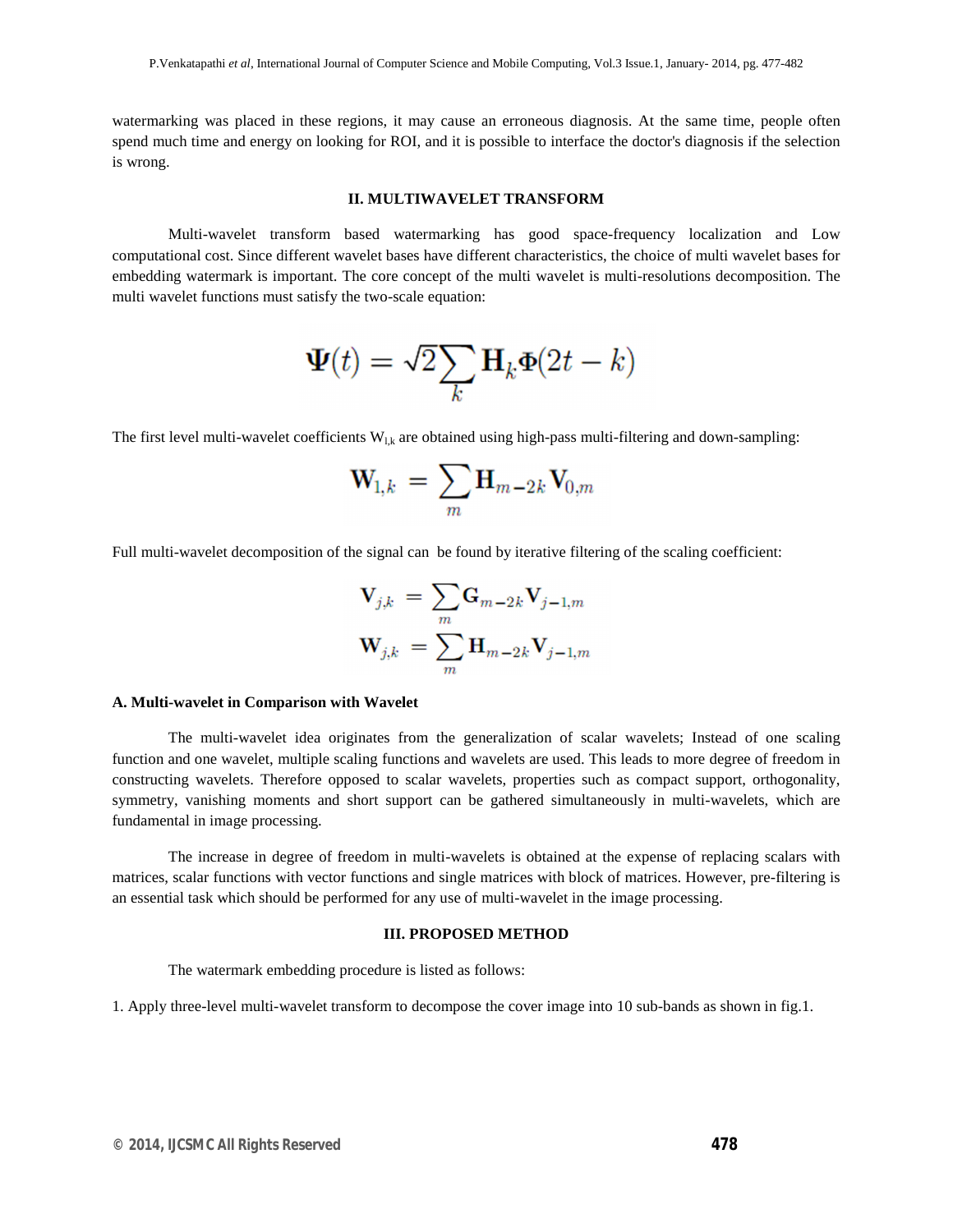watermarking was placed in these regions, it may cause an erroneous diagnosis. At the same time, people often spend much time and energy on looking for ROI, and it is possible to interface the doctor's diagnosis if the selection is wrong.

## II. MULTIWAVELET TRANSFORM

Multi-wavelet transform based watermarking has good space-frequency localization and Low computational cost. Since different wavelet bases have different characteristics, the choice of multi wavelet bases for embedding watermark is important. The core concept of the multi wavelet is multi-resolutions decomposition. The multi wavelet functions must satisfy the two-scale equation:

$$\mathbf{\Psi}(t) = \sqrt{2}\sum_{k} \mathbf{H}_k \mathbf{\Phi}(2t - k)$$

The first level multi-wavelet coefficients $W_{l,k}$ are obtained using high-pass multi-filtering and down-sampling:

$$\mathbf{W}_{1,k} = \sum_{m} \mathbf{H}_{m-2k} \mathbf{V}_{0,m}$$

Full multi-wavelet decomposition of the signal can be found by iterative filtering of the scaling coefficient:

$$\mathbf{V}_{j,k} = \sum_{m} \mathbf{G}_{m-2k} \mathbf{V}_{j-1,m}$$

$$\mathbf{W}_{j,k} = \sum_{m} \mathbf{H}_{m-2k} \mathbf{V}_{j-1,m}$$

### A. Multi-wavelet in Comparison with Wavelet

The multi-wavelet idea originates from the generalization of scalar wavelets; Instead of one scaling function and one wavelet, multiple scaling functions and wavelets are used. This leads to more degree of freedom in constructing wavelets. Therefore opposed to scalar wavelets, properties such as compact support, orthogonality, symmetry, vanishing moments and short support can be gathered simultaneously in multi-wavelets, which are fundamental in image processing.

The increase in degree of freedom in multi-wavelets is obtained at the expense of replacing scalars with matrices, scalar functions with vector functions and single matrices with block of matrices. However, pre-filtering is an essential task which should be performed for any use of multi-wavelet in the image processing.

## III. PROPOSED METHOD

The watermark embedding procedure is listed as follows:

1. Apply three-level multi-wavelet transform to decompose the cover image into 10 sub-bands as shown in fig.1.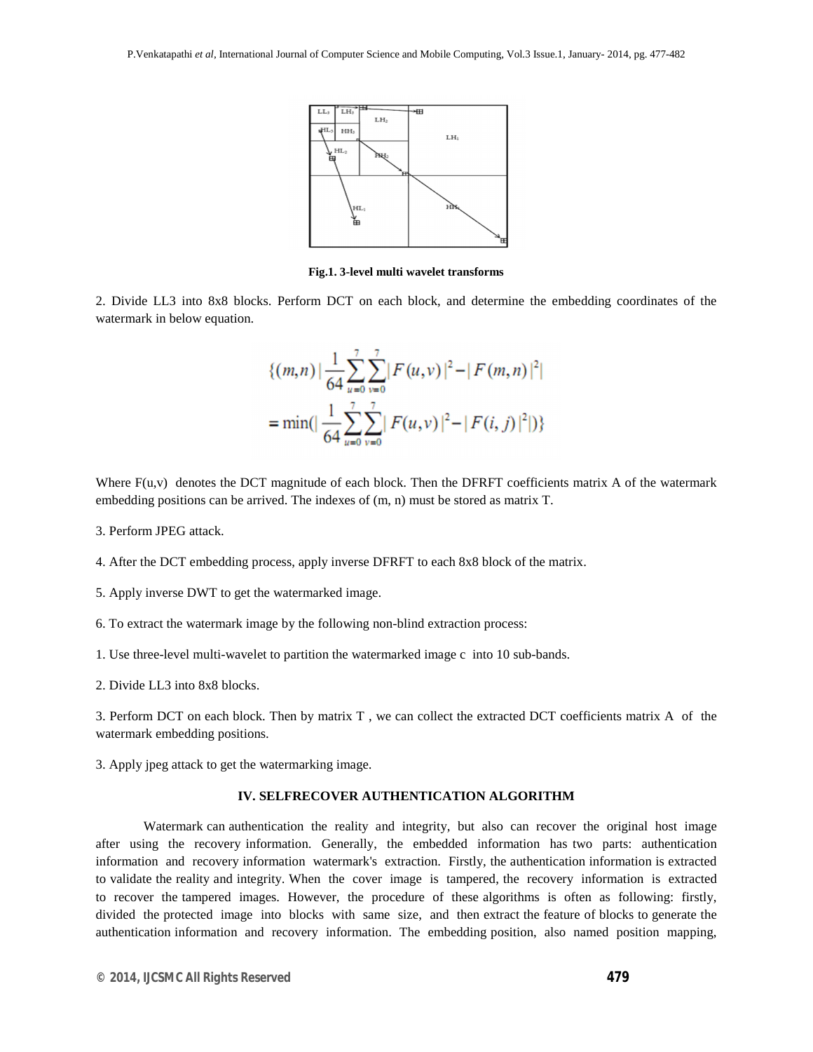**Fig.1. 3-level multi wavelet transforms**

2. Divide LL3 into 8x8 blocks. Perform DCT on each block, and determine the embedding coordinates of the watermark in below equation.

$$\{(m,n)\,|\,\frac{1}{64}\sum_{u=0}^{7}\sum_{v=0}^{7}|F(u,v)|^2-|F(m,n)|^2|$$
$$=\min(|\frac{1}{64}\sum_{u=0}^{7}\sum_{v=0}^{7}|F(u,v)|^2-|F(i,j)|^2|)\}$$

Where F(u,v) denotes the DCT magnitude of each block. Then the DFRFT coefficients matrix A of the watermark embedding positions can be arrived. The indexes of (m, n) must be stored as matrix T.

3. Perform JPEG attack.

4. After the DCT embedding process, apply inverse DFRFT to each 8x8 block of the matrix.

5. Apply inverse DWT to get the watermarked image.

6. To extract the watermark image by the following non-blind extraction process:

1. Use three-level multi-wavelet to partition the watermarked image c into 10 sub-bands.

2. Divide LL3 into 8x8 blocks.

3. Perform DCT on each block. Then by matrix T , we can collect the extracted DCT coefficients matrix A of the watermark embedding positions.

3. Apply jpeg attack to get the watermarking image.

## IV. SELFRECOVER AUTHENTICATION ALGORITHM

Watermark can authentication the reality and integrity, but also can recover the original host image after using the recovery information. Generally, the embedded information has two parts: authentication information and recovery information watermark's extraction. Firstly, the authentication information is extracted to validate the reality and integrity. When the cover image is tampered, the recovery information is extracted to recover the tampered images. However, the procedure of these algorithms is often as following: firstly, divided the protected image into blocks with same size, and then extract the feature of blocks to generate the authentication information and recovery information. The embedding position, also named position mapping,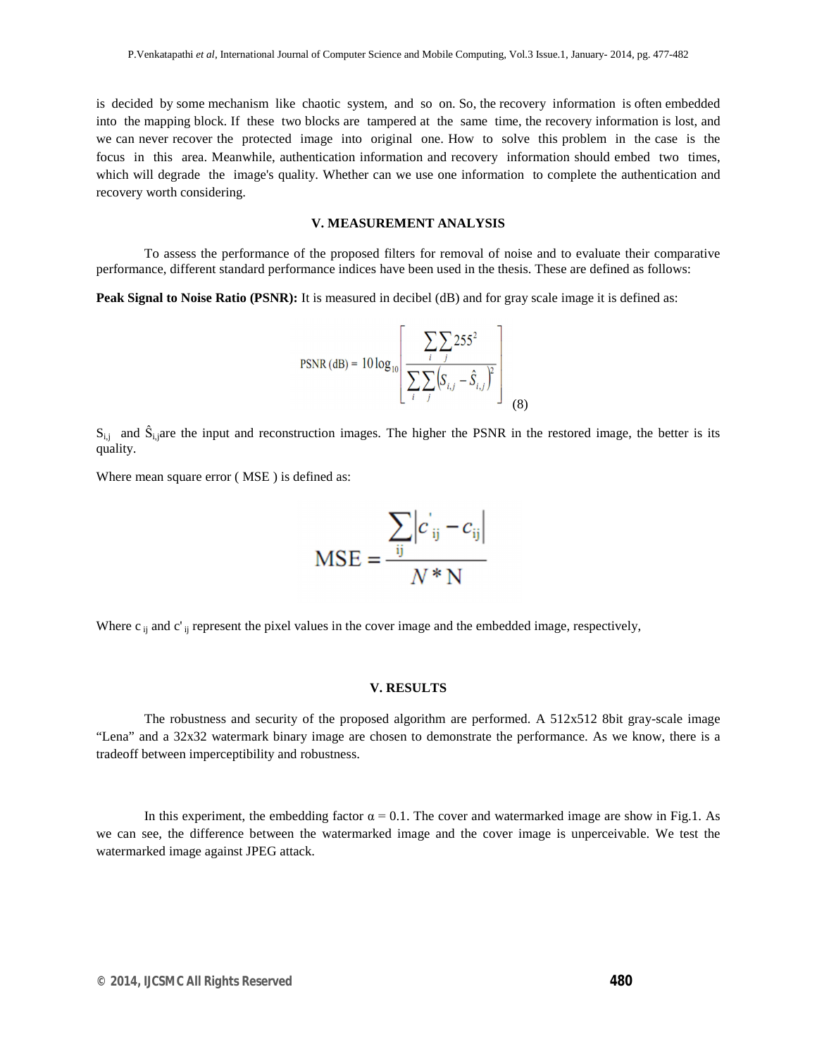is decided by some mechanism like chaotic system, and so on. So, the recovery information is often embedded into the mapping block. If these two blocks are tampered at the same time, the recovery information is lost, and we can never recover the protected image into original one. How to solve this problem in the case is the focus in this area. Meanwhile, authentication information and recovery information should embed two times, which will degrade the image's quality. Whether can we use one information to complete the authentication and recovery worth considering.

## V. MEASUREMENT ANALYSIS

To assess the performance of the proposed filters for removal of noise and to evaluate their comparative performance, different standard performance indices have been used in the thesis. These are defined as follows:

**Peak Signal to Noise Ratio (PSNR):** It is measured in decibel (dB) and for gray scale image it is defined as:

$$\text{PSNR (dB)} = 10\log_{10}\left[\frac{\sum_{i}\sum_{j}255^2}{\sum_{i}\sum_{j}\left(S_{i,j}-\hat{S}_{i,j}\right)^2}\right] \quad (8)$$

$S_{i,j}$ and $\hat{S}_{i,j}$are the input and reconstruction images. The higher the PSNR in the restored image, the better is its quality.

Where mean square error ( MSE ) is defined as:

$$\text{MSE} = \frac{\sum_{ij}\left|c'_{ij} - c_{ij}\right|}{N * N}$$

Where $c_{ij}$ and $c'_{ij}$ represent the pixel values in the cover image and the embedded image, respectively,

## V. RESULTS

The robustness and security of the proposed algorithm are performed. A 512x512 8bit gray-scale image "Lena" and a 32x32 watermark binary image are chosen to demonstrate the performance. As we know, there is a tradeoff between imperceptibility and robustness.

In this experiment, the embedding factor $\alpha = 0.1$. The cover and watermarked image are show in Fig.1. As we can see, the difference between the watermarked image and the cover image is unperceivable. We test the watermarked image against JPEG attack.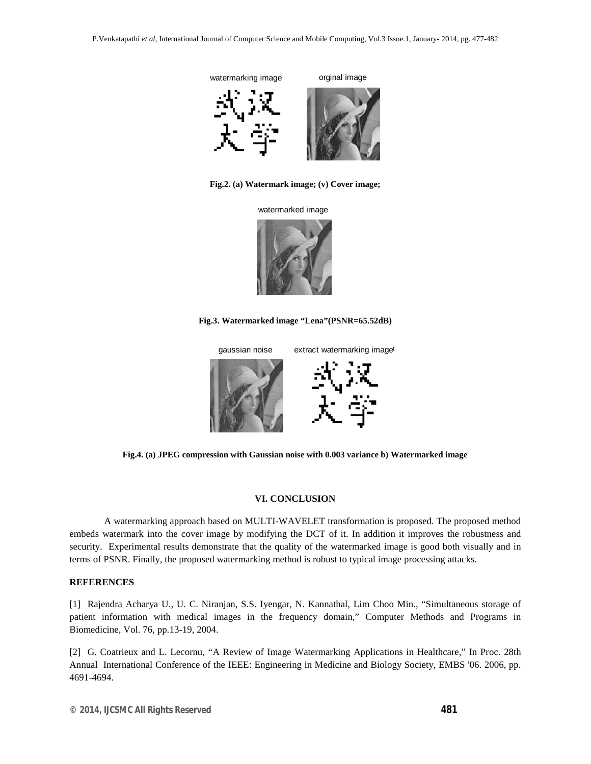watermarking image orginal image

Fig.2. (a) Watermark image; (v) Cover image;

watermarked image

Fig.3. Watermarked image "Lena"(PSNR=65.52dB)

gaussian noise extract watermarking image

Fig.4. (a) JPEG compression with Gaussian noise with 0.003 variance b) Watermarked image

## VI. CONCLUSION

A watermarking approach based on MULTI-WAVELET transformation is proposed. The proposed method embeds watermark into the cover image by modifying the DCT of it. In addition it improves the robustness and security. Experimental results demonstrate that the quality of the watermarked image is good both visually and in terms of PSNR. Finally, the proposed watermarking method is robust to typical image processing attacks.

## REFERENCES

[1] Rajendra Acharya U., U. C. Niranjan, S.S. Iyengar, N. Kannathal, Lim Choo Min., "Simultaneous storage of patient information with medical images in the frequency domain," Computer Methods and Programs in Biomedicine, Vol. 76, pp.13-19, 2004.

[2] G. Coatrieux and L. Lecornu, "A Review of Image Watermarking Applications in Healthcare," In Proc. 28th Annual International Conference of the IEEE: Engineering in Medicine and Biology Society, EMBS '06. 2006, pp. 4691-4694.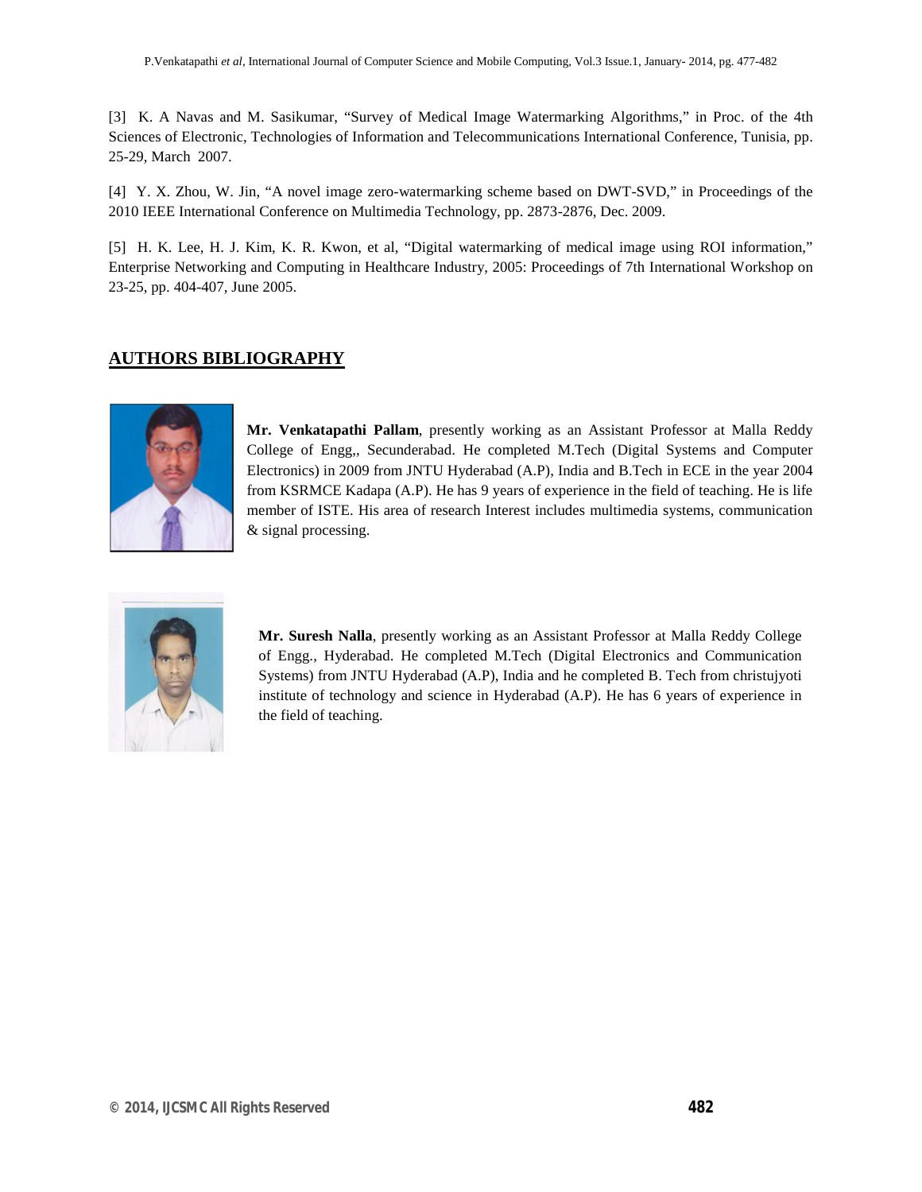[3] K. A Navas and M. Sasikumar, "Survey of Medical Image Watermarking Algorithms," in Proc. of the 4th Sciences of Electronic, Technologies of Information and Telecommunications International Conference, Tunisia, pp. 25-29, March 2007.

[4] Y. X. Zhou, W. Jin, "A novel image zero-watermarking scheme based on DWT-SVD," in Proceedings of the 2010 IEEE International Conference on Multimedia Technology, pp. 2873-2876, Dec. 2009.

[5] H. K. Lee, H. J. Kim, K. R. Kwon, et al, "Digital watermarking of medical image using ROI information," Enterprise Networking and Computing in Healthcare Industry, 2005: Proceedings of 7th International Workshop on 23-25, pp. 404-407, June 2005.

## AUTHORS BIBLIOGRAPHY

**Mr. Venkatapathi Pallam**, presently working as an Assistant Professor at Malla Reddy College of Engg,, Secunderabad. He completed M.Tech (Digital Systems and Computer Electronics) in 2009 from JNTU Hyderabad (A.P), India and B.Tech in ECE in the year 2004 from KSRMCE Kadapa (A.P). He has 9 years of experience in the field of teaching. He is life member of ISTE. His area of research Interest includes multimedia systems, communication & signal processing.

**Mr. Suresh Nalla**, presently working as an Assistant Professor at Malla Reddy College of Engg., Hyderabad. He completed M.Tech (Digital Electronics and Communication Systems) from JNTU Hyderabad (A.P), India and he completed B. Tech from christujyoti institute of technology and science in Hyderabad (A.P). He has 6 years of experience in the field of teaching.